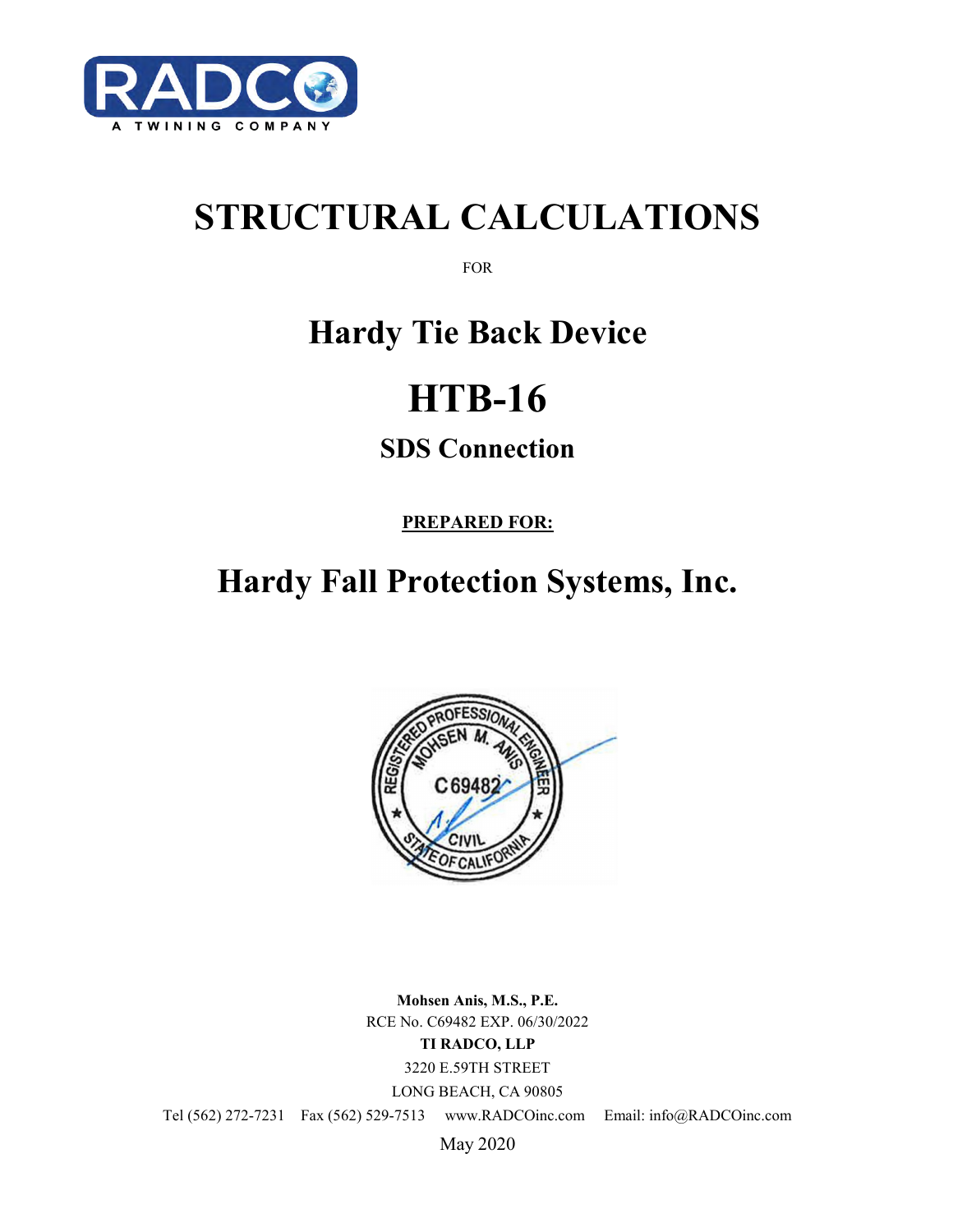RADCO

A TWINING COMPANY

# STRUCTURAL CALCULATIONS

FOR

## Hardy Tie Back Device

# HTB-16

### SDS Connection

**PREPARED FOR:**

## Hardy Fall Protection Systems, Inc.

REGISTERED PROFESSIONAL ENGINEER
MOHSEN M. ANIS
C 69482
CIVIL
STATE OF CALIFORNIA

**Mohsen Anis, M.S., P.E.**
RCE No. C69482 EXP. 06/30/2022
**TI RADCO, LLP**
3220 E.59TH STREET
LONG BEACH, CA 90805
Tel (562) 272-7231 Fax (562) 529-7513 www.RADCOinc.com Email: info@RADCOinc.com
May 2020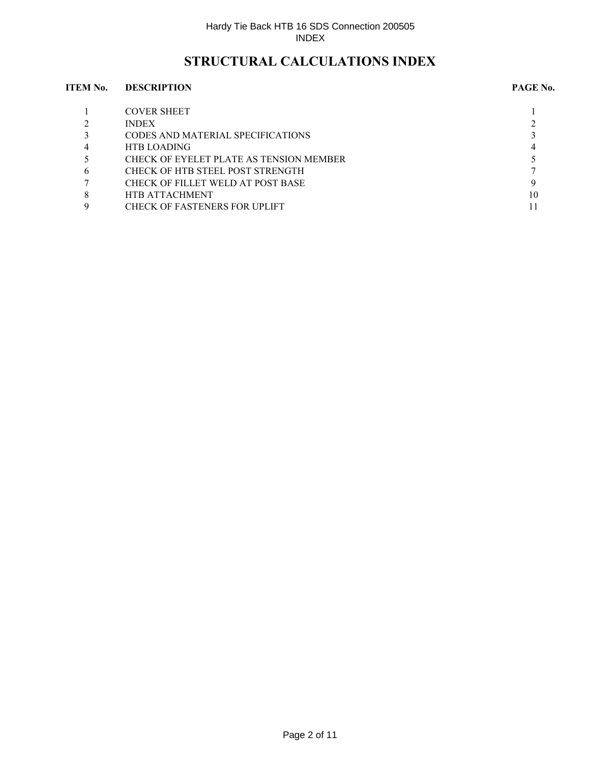# STRUCTURAL CALCULATIONS INDEX

| ITEM No. | DESCRIPTION | PAGE No. |
|---|---|---|
| 1 | COVER SHEET | 1 |
| 2 | INDEX | 2 |
| 3 | CODES AND MATERIAL SPECIFICATIONS | 3 |
| 4 | HTB LOADING | 4 |
| 5 | CHECK OF EYELET PLATE AS TENSION MEMBER | 5 |
| 6 | CHECK OF HTB STEEL POST STRENGTH | 7 |
| 7 | CHECK OF FILLET WELD AT POST BASE | 9 |
| 8 | HTB ATTACHMENT | 10 |
| 9 | CHECK OF FASTENERS FOR UPLIFT | 11 |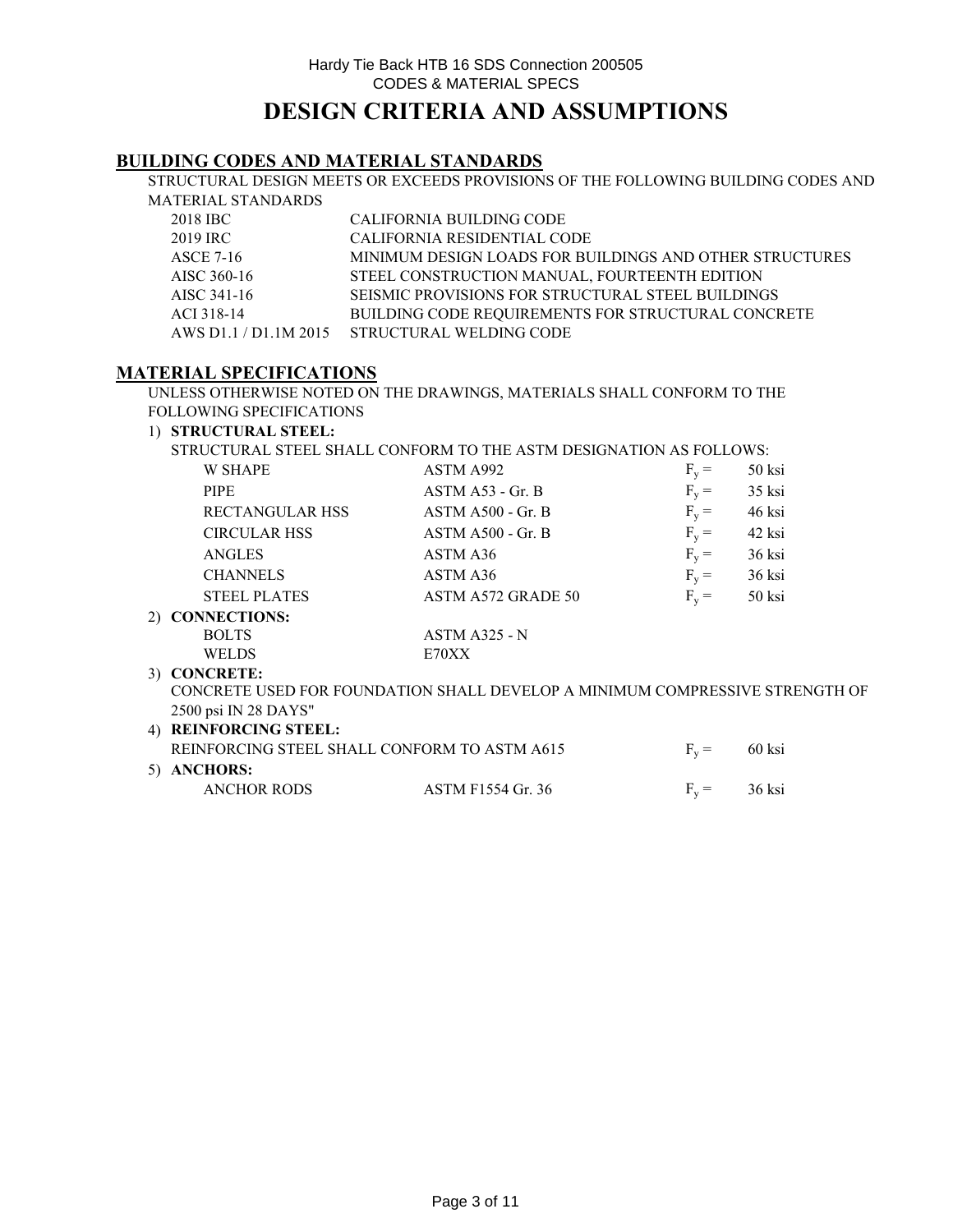Hardy Tie Back HTB 16 SDS Connection 200505
CODES & MATERIAL SPECS

# DESIGN CRITERIA AND ASSUMPTIONS

## BUILDING CODES AND MATERIAL STANDARDS

STRUCTURAL DESIGN MEETS OR EXCEEDS PROVISIONS OF THE FOLLOWING BUILDING CODES AND MATERIAL STANDARDS

| | |
|---|---|
| 2018 IBC | CALIFORNIA BUILDING CODE |
| 2019 IRC | CALIFORNIA RESIDENTIAL CODE |
| ASCE 7-16 | MINIMUM DESIGN LOADS FOR BUILDINGS AND OTHER STRUCTURES |
| AISC 360-16 | STEEL CONSTRUCTION MANUAL, FOURTEENTH EDITION |
| AISC 341-16 | SEISMIC PROVISIONS FOR STRUCTURAL STEEL BUILDINGS |
| ACI 318-14 | BUILDING CODE REQUIREMENTS FOR STRUCTURAL CONCRETE |
| AWS D1.1 / D1.1M 2015 | STRUCTURAL WELDING CODE |

## MATERIAL SPECIFICATIONS

UNLESS OTHERWISE NOTED ON THE DRAWINGS, MATERIALS SHALL CONFORM TO THE FOLLOWING SPECIFICATIONS

1) **STRUCTURAL STEEL:**

STRUCTURAL STEEL SHALL CONFORM TO THE ASTM DESIGNATION AS FOLLOWS:

| | | | |
|---|---|---|---|
| W SHAPE | ASTM A992 | $F_y =$ | 50 ksi |
| PIPE | ASTM A53 - Gr. B | $F_y =$ | 35 ksi |
| RECTANGULAR HSS | ASTM A500 - Gr. B | $F_y =$ | 46 ksi |
| CIRCULAR HSS | ASTM A500 - Gr. B | $F_y =$ | 42 ksi |
| ANGLES | ASTM A36 | $F_y =$ | 36 ksi |
| CHANNELS | ASTM A36 | $F_y =$ | 36 ksi |
| STEEL PLATES | ASTM A572 GRADE 50 | $F_y =$ | 50 ksi |

2) **CONNECTIONS:**

| | |
|---|---|
| BOLTS | ASTM A325 - N |
| WELDS | E70XX |

3) **CONCRETE:**

CONCRETE USED FOR FOUNDATION SHALL DEVELOP A MINIMUM COMPRESSIVE STRENGTH OF 2500 psi IN 28 DAYS"

4) **REINFORCING STEEL:**

REINFORCING STEEL SHALL CONFORM TO ASTM A615 $F_y =$ 60 ksi

5) **ANCHORS:**

| | | | |
|---|---|---|---|
| ANCHOR RODS | ASTM F1554 Gr. 36 | $F_y =$ | 36 ksi |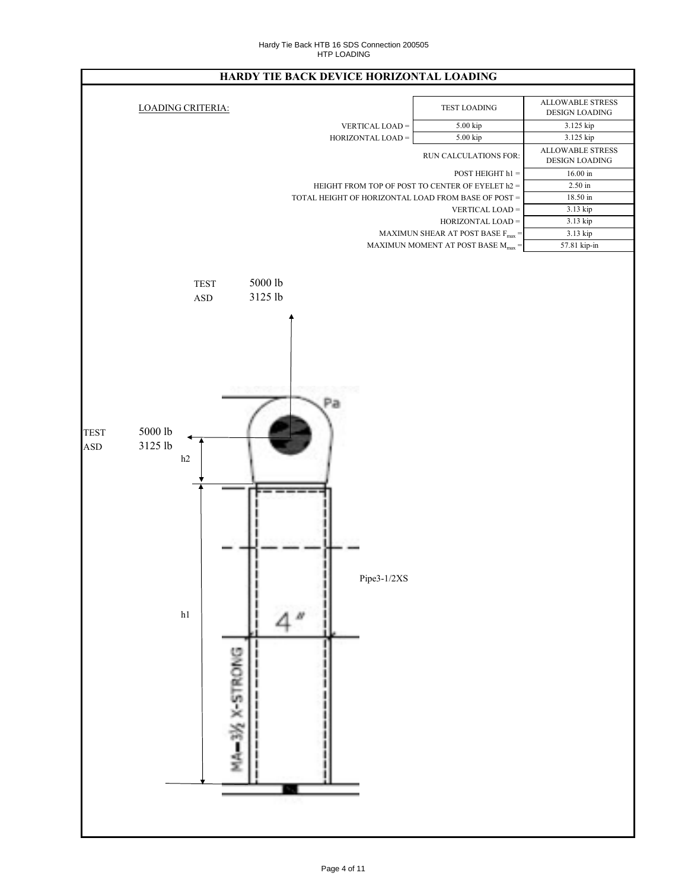# HARDY TIE BACK DEVICE HORIZONTAL LOADING

LOADING CRITERIA:

| | TEST LOADING | ALLOWABLE STRESS DESIGN LOADING |
|---|---|---|
| VERTICAL LOAD = | 5.00 kip | 3.125 kip |
| HORIZONTAL LOAD = | 5.00 kip | 3.125 kip |

| RUN CALCULATIONS FOR: | ALLOWABLE STRESS DESIGN LOADING |
|---|---|
| POST HEIGHT h1 = | 16.00 in |
| HEIGHT FROM TOP OF POST TO CENTER OF EYELET h2 = | 2.50 in |
| TOTAL HEIGHT OF HORIZONTAL LOAD FROM BASE OF POST = | 18.50 in |
| VERTICAL LOAD = | 3.13 kip |
| HORIZONTAL LOAD = | 3.13 kip |
| MAXIMUN SHEAR AT POST BASE $F_{max}$ = | 3.13 kip |
| MAXIMUN MOMENT AT POST BASE $M_{max}$ = | 57.81 kip-in |

TEST 5000 lb
ASD 3125 lb

TEST 5000 lb
ASD 3125 lb

h2

h1

Pa

Pipe3-1/2XS

4"

MA—3½ X-STRONG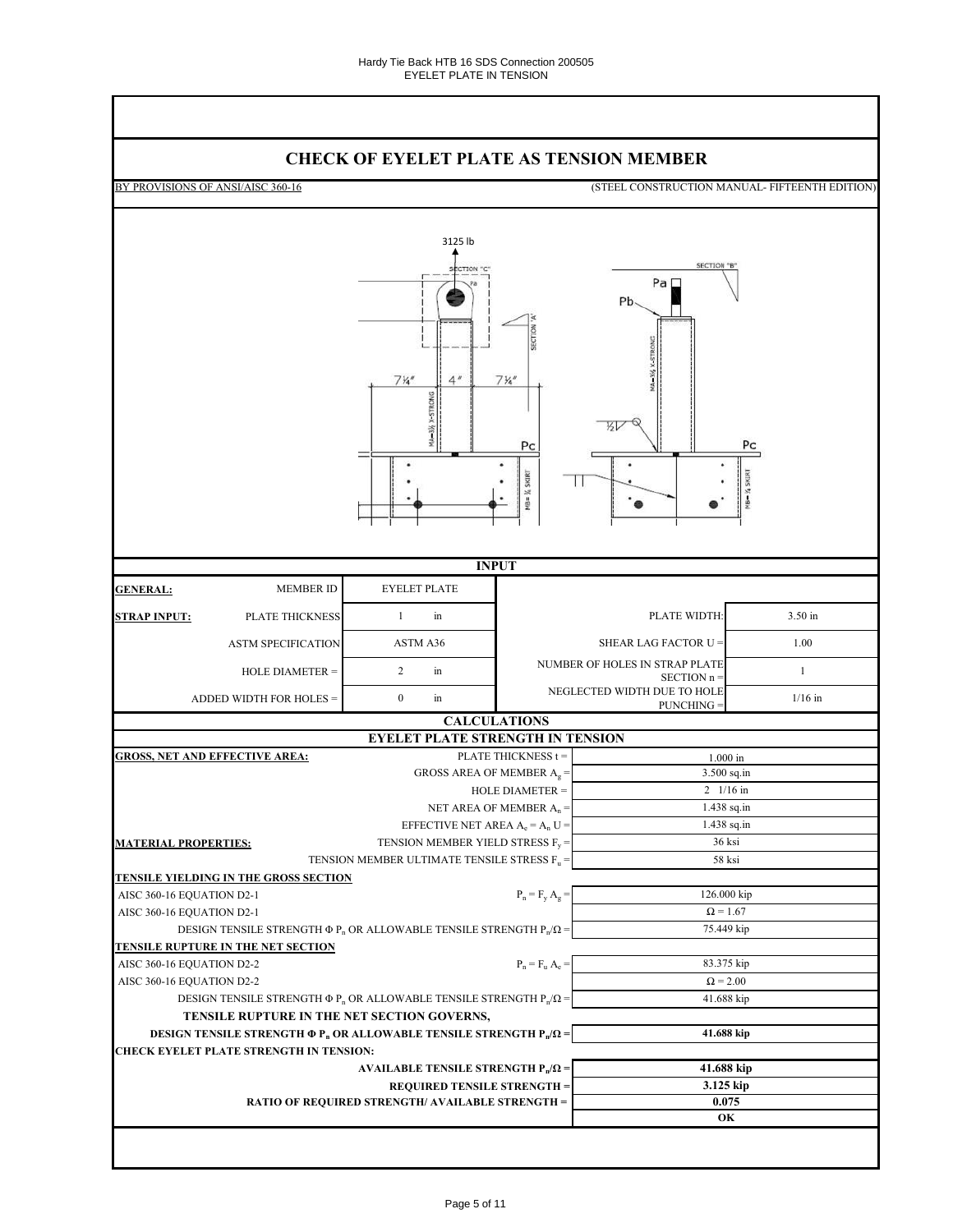# CHECK OF EYELET PLATE AS TENSION MEMBER

BY PROVISIONS OF ANSI/AISC 360-16 (STEEL CONSTRUCTION MANUAL- FIFTEENTH EDITION)

3125 lb

SECTION "C" Pa SECTION 'A' 7¼" 4" 7¼" MA=1½ X-STRONG Pc MB=¾ SKIRT

SECTION "B" Pa Pb MA=1½ X-STRONG ½ Pc MB=¾ SKIRT

## INPUT

| | | | | |
|---|---|---|---|---|
| **GENERAL:** | MEMBER ID | EYELET PLATE | | |
| **STRAP INPUT:** | PLATE THICKNESS | 1 in | PLATE WIDTH: | 3.50 in |
| | ASTM SPECIFICATION | ASTM A36 | SHEAR LAG FACTOR U = | 1.00 |
| | HOLE DIAMETER = | 2 in | NUMBER OF HOLES IN STRAP PLATE SECTION n = | 1 |
| | ADDED WIDTH FOR HOLES = | 0 in | NEGLECTED WIDTH DUE TO HOLE PUNCHING = | 1/16 in |

## CALCULATIONS

### EYELET PLATE STRENGTH IN TENSION

| | | |
|---|---|---|
| **GROSS, NET AND EFFECTIVE AREA:** | PLATE THICKNESS t = | 1.000 in |
| | GROSS AREA OF MEMBER $A_g$ = | 3.500 sq.in |
| | HOLE DIAMETER = | 2 1/16 in |
| | NET AREA OF MEMBER $A_n$ = | 1.438 sq.in |
| | EFFECTIVE NET AREA $A_e = A_n U$ = | 1.438 sq.in |
| **MATERIAL PROPERTIES:** | TENSION MEMBER YIELD STRESS $F_y$ = | 36 ksi |
| | TENSION MEMBER ULTIMATE TENSILE STRESS $F_u$ = | 58 ksi |
| **TENSILE YIELDING IN THE GROSS SECTION** | | |
| AISC 360-16 EQUATION D2-1 | $P_n = F_y A_g$ = | 126.000 kip |
| AISC 360-16 EQUATION D2-1 | | $\Omega = 1.67$ |
| | DESIGN TENSILE STRENGTH $\Phi P_n$ OR ALLOWABLE TENSILE STRENGTH $P_n/\Omega$ = | 75.449 kip |
| **TENSILE RUPTURE IN THE NET SECTION** | | |
| AISC 360-16 EQUATION D2-2 | $P_n = F_u A_e$ = | 83.375 kip |
| AISC 360-16 EQUATION D2-2 | | $\Omega = 2.00$ |
| | DESIGN TENSILE STRENGTH $\Phi P_n$ OR ALLOWABLE TENSILE STRENGTH $P_n/\Omega$ = | 41.688 kip |
| **TENSILE RUPTURE IN THE NET SECTION GOVERNS,** | | |
| | **DESIGN TENSILE STRENGTH $\Phi P_n$ OR ALLOWABLE TENSILE STRENGTH $P_n/\Omega$ =** | **41.688 kip** |
| **CHECK EYELET PLATE STRENGTH IN TENSION:** | | |
| | **AVAILABLE TENSILE STRENGTH $P_n/\Omega$ =** | **41.688 kip** |
| | **REQUIRED TENSILE STRENGTH =** | **3.125 kip** |
| | **RATIO OF REQUIRED STRENGTH/ AVAILABLE STRENGTH =** | **0.075** |
| | | **OK** |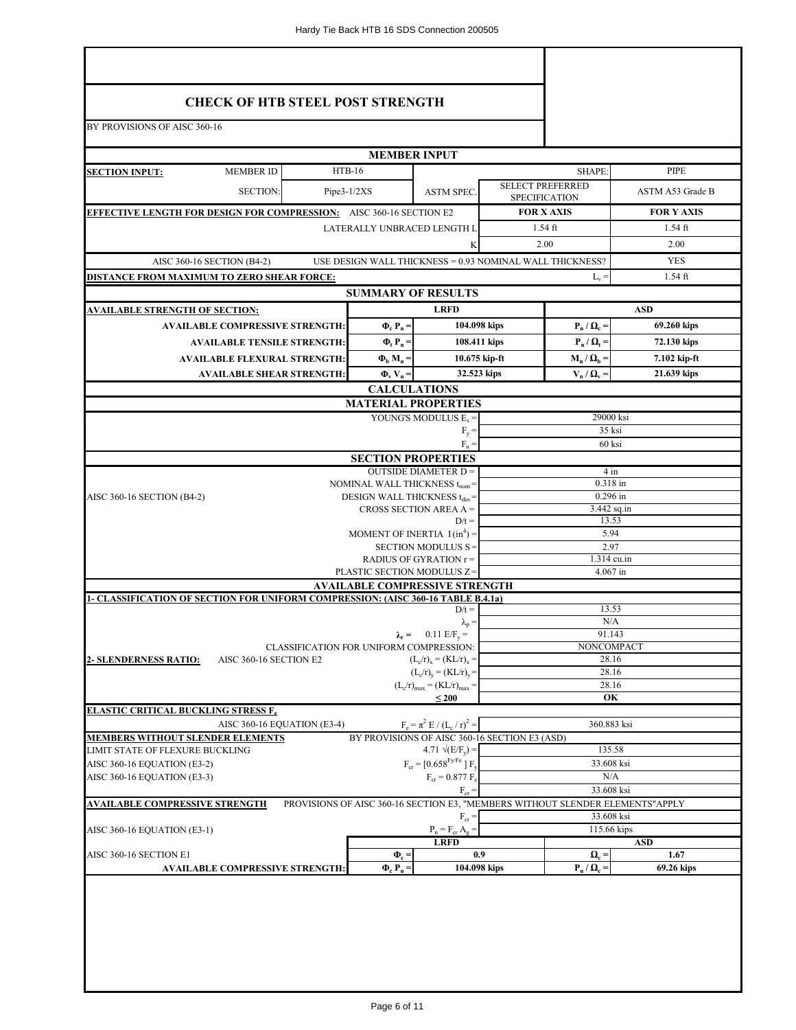## CHECK OF HTB STEEL POST STRENGTH

BY PROVISIONS OF AISC 360-16

### MEMBER INPUT

| | | | | | |
|---|---|---|---|---|---|
| **SECTION INPUT:** | MEMBER ID | HTB-16 | | SHAPE: | PIPE |
| | SECTION: | Pipe3-1/2XS | ASTM SPEC. | SELECT PREFERRED SPECIFICATION | ASTM A53 Grade B |
| **EFFECTIVE LENGTH FOR DESIGN FOR COMPRESSION:** | AISC 360-16 SECTION E2 | | | **FOR X AXIS** | **FOR Y AXIS** |
| | | LATERALLY UNBRACED LENGTH L | | 1.54 ft | 1.54 ft |
| | | K | | 2.00 | 2.00 |
| AISC 360-16 SECTION (B4-2) | USE DESIGN WALL THICKNESS = 0.93 NOMINAL WALL THICKNESS? | | | | YES |
| **DISTANCE FROM MAXIMUM TO ZERO SHEAR FORCE:** | | | | $L_v$ = | 1.54 ft |

### SUMMARY OF RESULTS

| **AVAILABLE STRENGTH OF SECTION:** | | **LRFD** | | **ASD** |
|---|---|---|---|---|
| **AVAILABLE COMPRESSIVE STRENGTH:** | $\Phi_c P_n$ = | **104.098 kips** | $P_n / \Omega_c$ = | **69.260 kips** |
| **AVAILABLE TENSILE STRENGTH:** | $\Phi_t P_n$ = | **108.411 kips** | $P_n / \Omega_t$ = | **72.130 kips** |
| **AVAILABLE FLEXURAL STRENGTH:** | $\Phi_b M_n$ = | **10.675 kip-ft** | $M_n / \Omega_b$ = | **7.102 kip-ft** |
| **AVAILABLE SHEAR STRENGTH:** | $\Phi_v V_n$ = | **32.523 kips** | $V_n / \Omega_v$ = | **21.639 kips** |

### CALCULATIONS

#### MATERIAL PROPERTIES

| | |
|---|---|
| YOUNG'S MODULUS $E_s$ = | 29000 ksi |
| $F_y$ = | 35 ksi |
| $F_u$ = | 60 ksi |

#### SECTION PROPERTIES

| | | |
|---|---|---|
| | OUTSIDE DIAMETER D = | 4 in |
| | NOMINAL WALL THICKNESS $t_{nom}$ = | 0.318 in |
| AISC 360-16 SECTION (B4-2) | DESIGN WALL THICKNESS $t_{des}$ = | 0.296 in |
| | CROSS SECTION AREA A = | 3.442 sq.in |
| | D/t = | 13.53 |
| | MOMENT OF INERTIA I ($in^4$) = | 5.94 |
| | SECTION MODULUS S = | 2.97 |
| | RADIUS OF GYRATION r = | 1.314 cu.in |
| | PLASTIC SECTION MODULUS Z = | 4.067 in |

#### AVAILABLE COMPRESSIVE STRENGTH

**1- CLASSIFICATION OF SECTION FOR UNIFORM COMPRESSION: (AISC 360-16 TABLE B.4.1a)**

| | | |
|---|---|---|
| | D/t = | 13.53 |
| | $\lambda_p$ = | N/A |
| | $\lambda_r$ = $0.11\ E/F_y$ = | 91.143 |
| | CLASSIFICATION FOR UNIFORM COMPRESSION: | NONCOMPACT |
| **2- SLENDERNESS RATIO:** AISC 360-16 SECTION E2 | $(L_c/r)_x = (KL/r)_x$ = | 28.16 |
| | $(L_c/r)_y = (KL/r)_y$ = | 28.16 |
| | $(L_c/r)_{max} = (KL/r)_{max}$ = | 28.16 |
| | $\leq 200$ | **OK** |

**ELASTIC CRITICAL BUCKLING STRESS $F_e$**

| | | |
|---|---|---|
| AISC 360-16 EQUATION (E3-4) | $F_e = \pi^2 E / (L_c / r)^2$ = | 360.883 ksi |

**MEMBERS WITHOUT SLENDER ELEMENTS** — BY PROVISIONS OF AISC 360-16 SECTION E3 (ASD)

| | | |
|---|---|---|
| LIMIT STATE OF FLEXURE BUCKLING | $4.71\ \sqrt{(E/F_y)}$ = | 135.58 |
| AISC 360-16 EQUATION (E3-2) | $F_{cr} = [0.658^{Fy/Fe}]\ F_y$ | 33.608 ksi |
| AISC 360-16 EQUATION (E3-3) | $F_{cr} = 0.877\ F_e$ | N/A |
| | $F_{cr}$ = | 33.608 ksi |

**AVAILABLE COMPRESSIVE STRENGTH** — PROVISIONS OF AISC 360-16 SECTION E3, "MEMBERS WITHOUT SLENDER ELEMENTS"APPLY

| | | | | |
|---|---|---|---|---|
| | $F_{cr}$ = | 33.608 ksi | | |
| AISC 360-16 EQUATION (E3-1) | $P_n = F_{cr}\ A_g$ = | 115.66 kips | | |
| | | **LRFD** | | **ASD** |
| AISC 360-16 SECTION E1 | $\Phi_c$ = | **0.9** | $\Omega_c$ = | **1.67** |
| **AVAILABLE COMPRESSIVE STRENGTH:** | $\Phi_c P_n$ = | **104.098 kips** | $P_n / \Omega_c$ = | **69.26 kips** |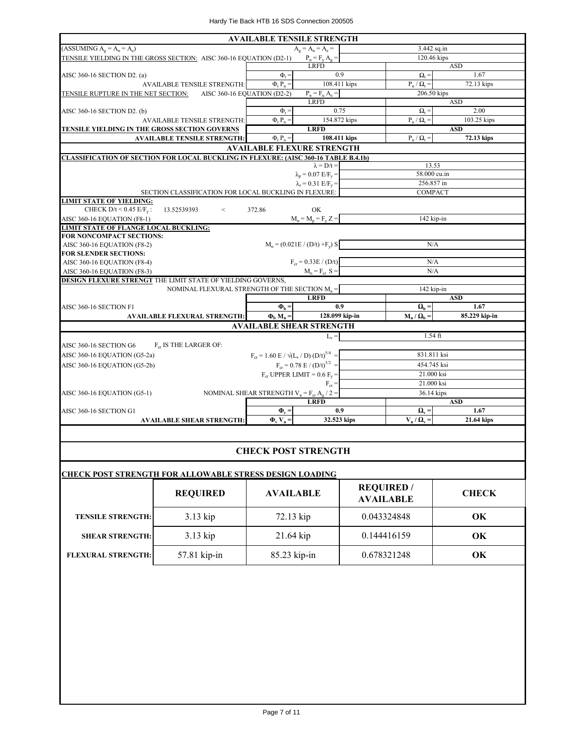## AVAILABLE TENSILE STRENGTH

| | | | |
|---|---|---|---|
| (ASSUMING $A_g = A_n = A_e$) | $A_g = A_n = A_e =$ | 3.442 sq.in | |
| TENSILE YIELDING IN THE GROSS SECTION: AISC 360-16 EQUATION (D2-1) | $P_n = F_y A_g =$ | 120.46 kips | |
| | LRFD | ASD | |
| AISC 360-16 SECTION D2. (a) | $\Phi_t =$ 0.9 | $\Omega_t =$ | 1.67 |
| AVAILABLE TENSILE STRENGTH: | $\Phi_t P_n =$ 108.411 kips | $P_n / \Omega_t =$ | 72.13 kips |
| TENSILE RUPTURE IN THE NET SECTION: AISC 360-16 EQUATION (D2-2) | $P_n = F_u A_e =$ | 206.50 kips | |
| | LRFD | ASD | |
| AISC 360-16 SECTION D2. (b) | $\Phi_t =$ 0.75 | $\Omega_t =$ | 2.00 |
| AVAILABLE TENSILE STRENGTH: | $\Phi_t P_n =$ 154.872 kips | $P_n / \Omega_t =$ | 103.25 kips |
| **TENSILE YIELDING IN THE GROSS SECTION GOVERNS** | **LRFD** | **ASD** | |
| **AVAILABLE TENSILE STRENGTH:** | $\Phi_t P_n =$ **108.411 kips** | $P_n / \Omega_t =$ | **72.13 kips** |

## AVAILABLE FLEXURE STRENGTH

**CLASSIFICATION OF SECTION FOR LOCAL BUCKLING IN FLEXURE: (AISC 360-16 TABLE B.4.1b)**

| | | |
|---|---|---|
| | $\lambda = D/t =$ | 13.53 |
| | $\lambda_p = 0.07\ E/F_y =$ | 58.000 cu.in |
| | $\lambda_r = 0.31\ E/F_y =$ | 256.857 in |
| SECTION CLASSIFICATION FOR LOCAL BUCKLING IN FLEXURE: | | COMPACT |

**LIMIT STATE OF YIELDING:**

| | | |
|---|---|---|
| CHECK $D/t < 0.45\ E/F_y$: 13.52539393 < 372.86 | OK | |
| AISC 360-16 EQUATION (F8-1) | $M_n = M_p = F_y Z =$ | 142 kip-in |

**LIMIT STATE OF FLANGE LOCAL BUCKLING:**

**FOR NONCOMPACT SECTIONS:**

| | | |
|---|---|---|
| AISC 360-16 EQUATION (F8-2) | $M_n = (0.021E / (D/t) + F_y)\ S$ | N/A |

**FOR SLENDER SECTIONS:**

| | | |
|---|---|---|
| AISC 360-16 EQUATION (F8-4) | $F_{cr} = 0.33E / (D/t)$ | N/A |
| AISC 360-16 EQUATION (F8-3) | $M_n = F_{cr}\ S =$ | N/A |

**DESIGN FLEXURE STRENGT** THE LIMIT STATE OF YIELDING GOVERNS,

| | | | |
|---|---|---|---|
| NOMINAL FLEXURAL STRENGTH OF THE SECTION $M_n =$ | 142 kip-in | | |
| | **LRFD** | **ASD** | |
| AISC 360-16 SECTION F1 | $\Phi_b =$ **0.9** | $\Omega_b =$ | **1.67** |
| **AVAILABLE FLEXURAL STRENGTH:** | $\Phi_b M_n =$ **128.099 kip-in** | $M_n / \Omega_b =$ | **85.229 kip-in** |

## AVAILABLE SHEAR STRENGTH

| | | | |
|---|---|---|---|
| | $L_v =$ | 1.54 ft | |
| AISC 360-16 SECTION G6 $F_{cr}$ IS THE LARGER OF: | | | |
| AISC 360-16 EQUATION (G5-2a) | $F_{cr} = 1.60\ E / \sqrt{(L_v / D)}\ (D/t)^{5/4} =$ | 831.811 ksi | |
| AISC 360-16 EQUATION (G5-2b) | $F_{cr} = 0.78\ E / (D/t)^{3/2} =$ | 454.745 ksi | |
| | $F_{cr}$ UPPER LIMIT $= 0.6\ F_y =$ | 21.000 ksi | |
| | $F_{cr} =$ | 21.000 ksi | |
| AISC 360-16 EQUATION (G5-1) | NOMINAL SHEAR STRENGTH $V_n = F_{cr} A_g / 2 =$ | 36.14 kips | |
| | **LRFD** | **ASD** | |
| AISC 360-16 SECTION G1 | $\Phi_v =$ **0.9** | $\Omega_v =$ | **1.67** |
| **AVAILABLE SHEAR STRENGTH:** | $\Phi_v V_n =$ **32.523 kips** | $V_n / \Omega_v =$ | **21.64 kips** |

## CHECK POST STRENGTH

**CHECK POST STRENGTH FOR ALLOWABLE STRESS DESIGN LOADING**

| | REQUIRED | AVAILABLE | REQUIRED / AVAILABLE | CHECK |
|---|---|---|---|---|
| **TENSILE STRENGTH:** | 3.13 kip | 72.13 kip | 0.043324848 | **OK** |
| **SHEAR STRENGTH:** | 3.13 kip | 21.64 kip | 0.144416159 | **OK** |
| **FLEXURAL STRENGTH:** | 57.81 kip-in | 85.23 kip-in | 0.678321248 | **OK** |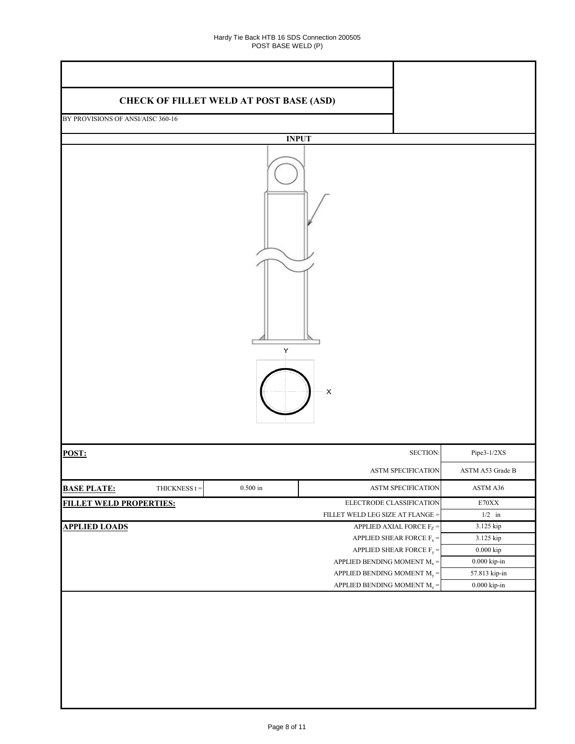Hardy Tie Back HTB 16 SDS Connection 200505
POST BASE WELD (P)

## CHECK OF FILLET WELD AT POST BASE (ASD)

BY PROVISIONS OF ANSI/AISC 360-16

### INPUT

Y

X

| | | | |
|---|---|---|---|
| **POST:** | | SECTION: | Pipe3-1/2XS |
| | | ASTM SPECIFICATION | ASTM A53 Grade B |
| **BASE PLATE:** THICKNESS t = | 0.500 in | ASTM SPECIFICATION | ASTM A36 |
| **FILLET WELD PROPERTIES:** | | ELECTRODE CLASSIFICATION | E70XX |
| | | FILLET WELD LEG SIZE AT FLANGE = | 1/2 in |
| **APPLIED LOADS** | | APPLIED AXIAL FORCE $F_Z$ = | 3.125 kip |
| | | APPLIED SHEAR FORCE $F_x$ = | 3.125 kip |
| | | APPLIED SHEAR FORCE $F_y$ = | 0.000 kip |
| | | APPLIED BENDING MOMENT $M_x$ = | 0.000 kip-in |
| | | APPLIED BENDING MOMENT $M_y$ = | 57.813 kip-in |
| | | APPLIED BENDING MOMENT $M_z$ = | 0.000 kip-in |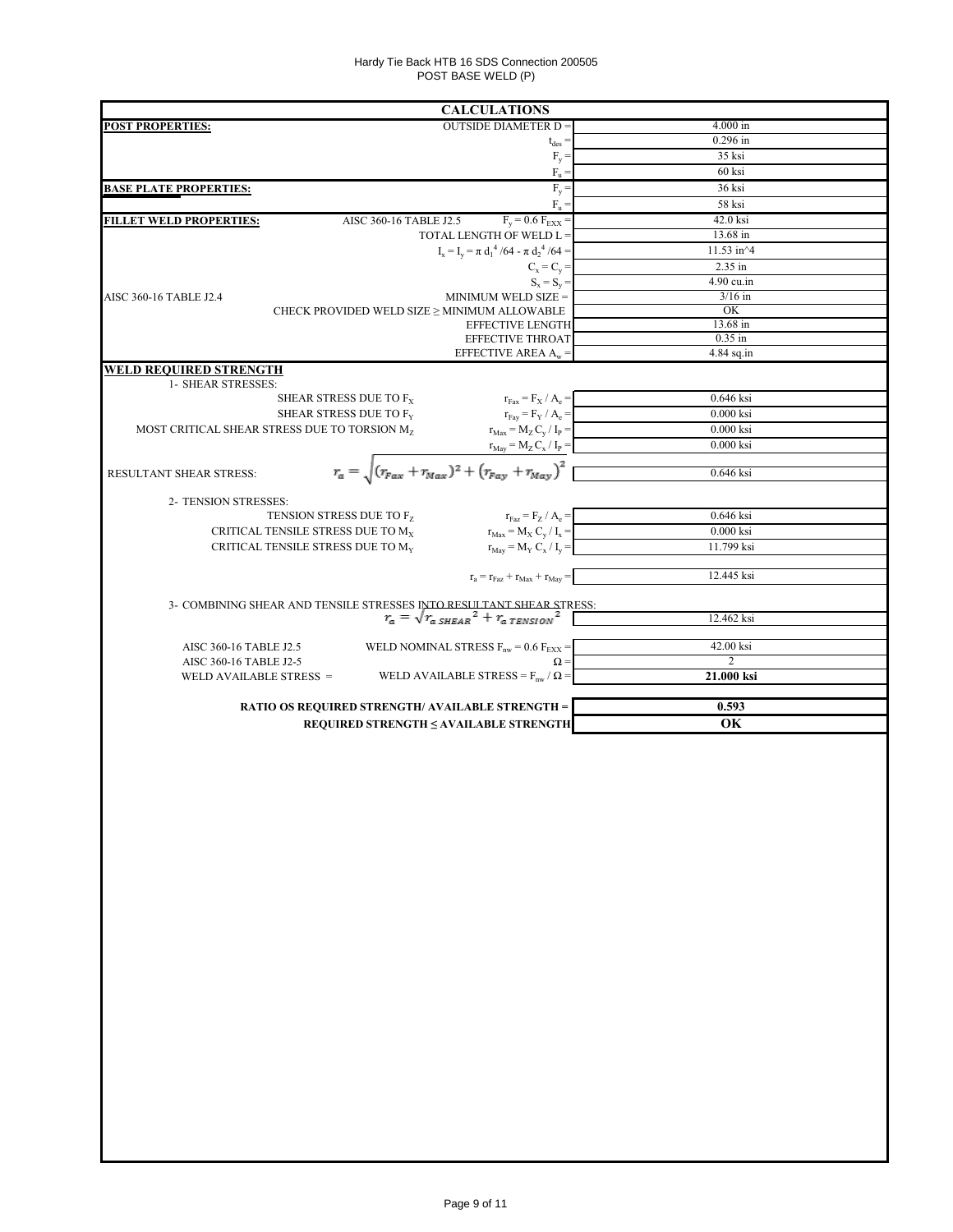Hardy Tie Back HTB 16 SDS Connection 200505
POST BASE WELD (P)

## CALCULATIONS

| | | |
|---|---|---|
| **POST PROPERTIES:** | OUTSIDE DIAMETER D = | 4.000 in |
| | $t_{des}$ = | 0.296 in |
| | $F_y$ = | 35 ksi |
| | $F_u$ = | 60 ksi |
| **BASE PLATE PROPERTIES:** | $F_y$ = | 36 ksi |
| | $F_u$ = | 58 ksi |
| **FILLET WELD PROPERTIES:** AISC 360-16 TABLE J2.5 | $F_y = 0.6\ F_{EXX}$ = | 42.0 ksi |
| | TOTAL LENGTH OF WELD L = | 13.68 in |
| | $I_x = I_y = \pi\ d_1^4 / 64 - \pi\ d_2^4 / 64$ = | 11.53 in^4 |
| | $C_x = C_y$ = | 2.35 in |
| | $S_x = S_y$ = | 4.90 cu.in |
| AISC 360-16 TABLE J2.4 | MINIMUM WELD SIZE = | 3/16 in |
| | CHECK PROVIDED WELD SIZE ≥ MINIMUM ALLOWABLE | OK |
| | EFFECTIVE LENGTH | 13.68 in |
| | EFFECTIVE THROAT | 0.35 in |
| | EFFECTIVE AREA $A_w$ = | 4.84 sq.in |

**WELD REQUIRED STRENGTH**

1- SHEAR STRESSES:

| | | |
|---|---|---|
| SHEAR STRESS DUE TO $F_X$ | $r_{Fax} = F_X / A_e$ = | 0.646 ksi |
| SHEAR STRESS DUE TO $F_Y$ | $r_{Fay} = F_Y / A_e$ = | 0.000 ksi |
| MOST CRITICAL SHEAR STRESS DUE TO TORSION $M_Z$ | $r_{Max} = M_Z C_y / I_P$ = | 0.000 ksi |
| | $r_{May} = M_Z C_x / I_P$ = | 0.000 ksi |
| RESULTANT SHEAR STRESS: | $r_a = \sqrt{(r_{Fax} + r_{Max})^2 + (r_{Fay} + r_{May})^2}$ | 0.646 ksi |

2- TENSION STRESSES:

| | | |
|---|---|---|
| TENSION STRESS DUE TO $F_Z$ | $r_{Faz} = F_Z / A_e$ = | 0.646 ksi |
| CRITICAL TENSILE STRESS DUE TO $M_X$ | $r_{Max} = M_X C_y / I_x$ = | 0.000 ksi |
| CRITICAL TENSILE STRESS DUE TO $M_Y$ | $r_{May} = M_Y C_x / I_y$ = | 11.799 ksi |
| | $r_a = r_{Faz} + r_{Max} + r_{May}$ = | 12.445 ksi |

3- COMBINING SHEAR AND TENSILE STRESSES INTO RESULTANT SHEAR STRESS:

| | | |
|---|---|---|
| | $r_a = \sqrt{r_{a\ SHEAR}^2 + r_{a\ TENSION}^2}$ | 12.462 ksi |
| AISC 360-16 TABLE J2.5 | WELD NOMINAL STRESS $F_{nw} = 0.6\ F_{EXX}$ = | 42.00 ksi |
| AISC 360-16 TABLE J2-5 | $\Omega$ = | 2 |
| WELD AVAILABLE STRESS = | WELD AVAILABLE STRESS = $F_{nw} / \Omega$ = | **21.000 ksi** |

| | |
|---|---|
| **RATIO OS REQUIRED STRENGTH/ AVAILABLE STRENGTH =** | **0.593** |
| **REQUIRED STRENGTH ≤ AVAILABLE STRENGTH** | **OK** |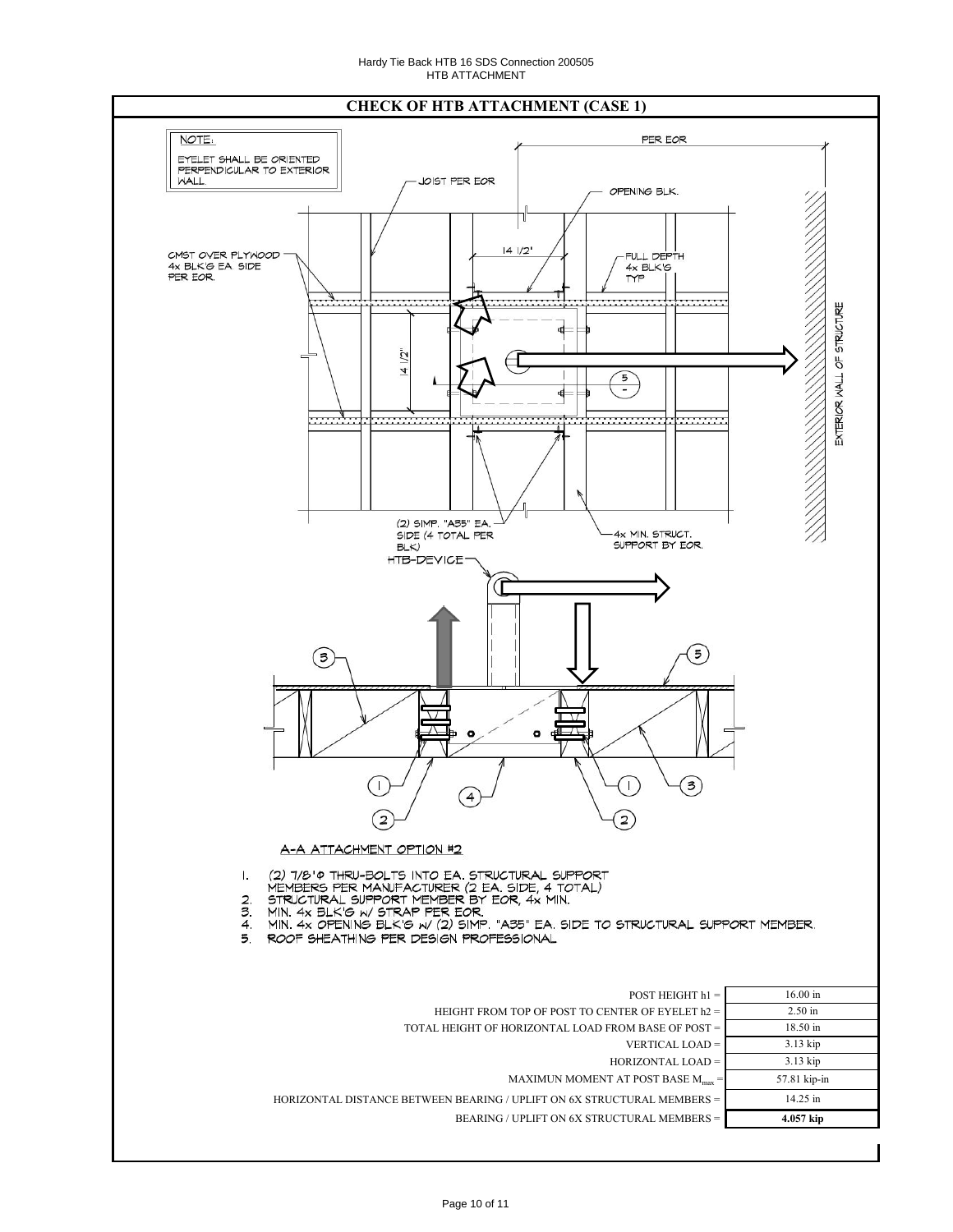## CHECK OF HTB ATTACHMENT (CASE 1)

NOTE:
EYELET SHALL BE ORIENTED PERPENDICULAR TO EXTERIOR WALL.

PER EOR

JOIST PER EOR

OPENING BLK.

CMST OVER PLYWOOD 4x BLK'G EA. SIDE PER EOR.

14 1/2"

FULL DEPTH 4x BLK'G TYP

14 1/2"

EXTERIOR WALL OF STRUCTURE

(2) SIMP. "A35" EA. SIDE (4 TOTAL PER BLK)

4x MIN. STRUCT. SUPPORT BY EOR.

HTB-DEVICE

A-A ATTACHMENT OPTION #2

1. (2) 7/8"Φ THRU-BOLTS INTO EA. STRUCTURAL SUPPORT MEMBERS PER MANUFACTURER (2 EA. SIDE, 4 TOTAL)
2. STRUCTURAL SUPPORT MEMBER BY EOR, 4x MIN.
3. MIN. 4x BLK'G w/ STRAP PER EOR.
4. MIN. 4x OPENING BLK'G w/ (2) SIMP. "A35" EA. SIDE TO STRUCTURAL SUPPORT MEMBER.
5. ROOF SHEATHING PER DESIGN PROFESSIONAL

| | |
|---|---|
| POST HEIGHT h1 = | 16.00 in |
| HEIGHT FROM TOP OF POST TO CENTER OF EYELET h2 = | 2.50 in |
| TOTAL HEIGHT OF HORIZONTAL LOAD FROM BASE OF POST = | 18.50 in |
| VERTICAL LOAD = | 3.13 kip |
| HORIZONTAL LOAD = | 3.13 kip |
| MAXIMUN MOMENT AT POST BASE $M_{max}$ = | 57.81 kip-in |
| HORIZONTAL DISTANCE BETWEEN BEARING / UPLIFT ON 6X STRUCTURAL MEMBERS = | 14.25 in |
| BEARING / UPLIFT ON 6X STRUCTURAL MEMBERS = | **4.057 kip** |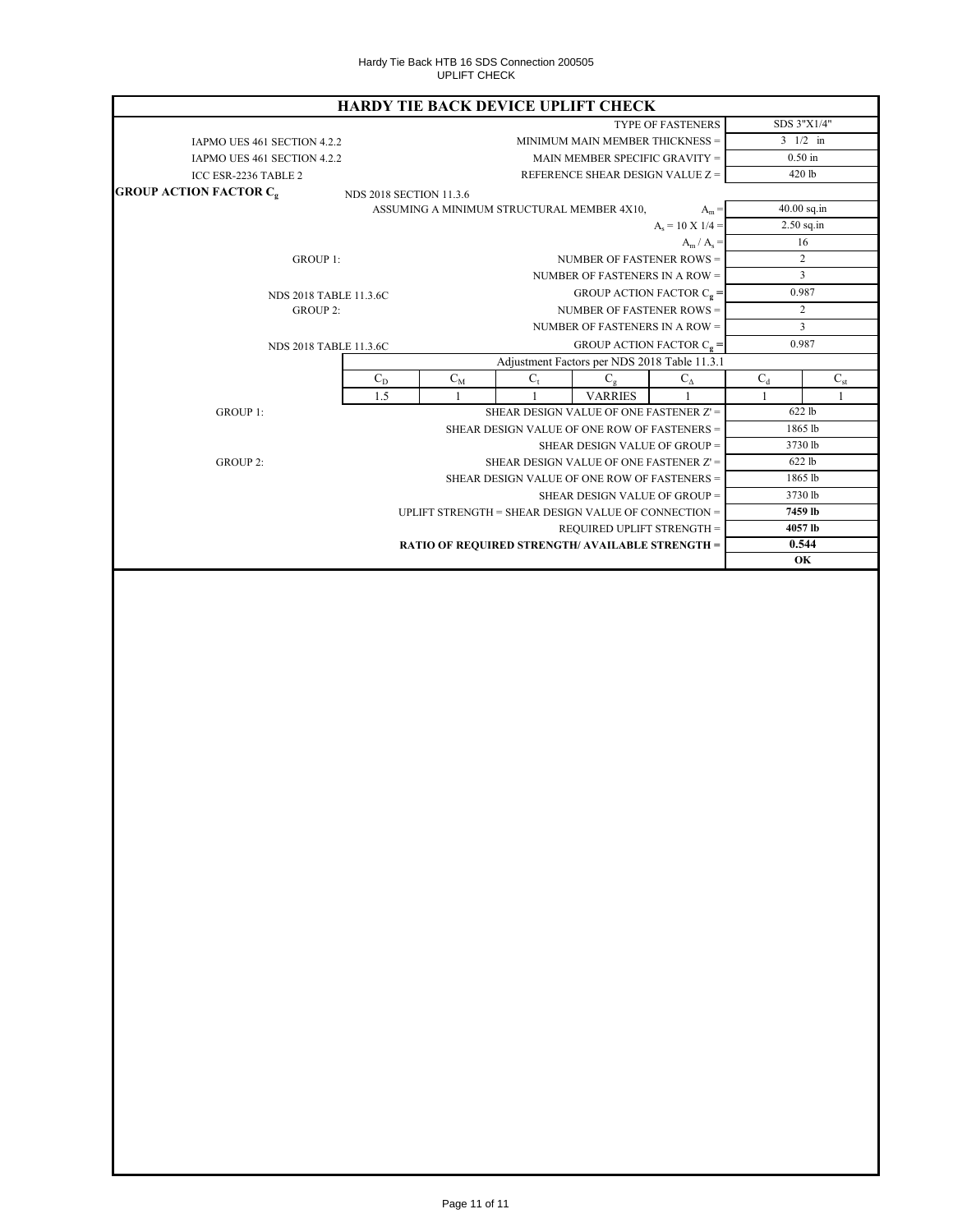Hardy Tie Back HTB 16 SDS Connection 200505
UPLIFT CHECK

## HARDY TIE BACK DEVICE UPLIFT CHECK

| | | |
|---|---|---|
| | TYPE OF FASTENERS | SDS 3"X1/4" |
| IAPMO UES 461 SECTION 4.2.2 | MINIMUM MAIN MEMBER THICKNESS = | 3 1/2 in |
| IAPMO UES 461 SECTION 4.2.2 | MAIN MEMBER SPECIFIC GRAVITY = | 0.50 in |
| ICC ESR-2236 TABLE 2 | REFERENCE SHEAR DESIGN VALUE Z = | 420 lb |

**GROUP ACTION FACTOR $C_g$** NDS 2018 SECTION 11.3.6

| | | |
|---|---|---|
| | ASSUMING A MINIMUM STRUCTURAL MEMBER 4X10, $A_m$ = | 40.00 sq.in |
| | $A_s$ = 10 X 1/4 = | 2.50 sq.in |
| | $A_m$ / $A_s$ = | 16 |
| GROUP 1: | NUMBER OF FASTENER ROWS = | 2 |
| | NUMBER OF FASTENERS IN A ROW = | 3 |
| NDS 2018 TABLE 11.3.6C | GROUP ACTION FACTOR $C_g$ = | 0.987 |
| GROUP 2: | NUMBER OF FASTENER ROWS = | 2 |
| | NUMBER OF FASTENERS IN A ROW = | 3 |
| NDS 2018 TABLE 11.3.6C | GROUP ACTION FACTOR $C_g$ = | 0.987 |

Adjustment Factors per NDS 2018 Table 11.3.1

| $C_D$ | $C_M$ | $C_t$ | $C_g$ | $C_\Delta$ | $C_d$ | $C_{st}$ |
|---|---|---|---|---|---|---|
| 1.5 | 1 | 1 | VARRIES | 1 | 1 | 1 |

| | | |
|---|---|---|
| GROUP 1: | SHEAR DESIGN VALUE OF ONE FASTENER Z' = | 622 lb |
| | SHEAR DESIGN VALUE OF ONE ROW OF FASTENERS = | 1865 lb |
| | SHEAR DESIGN VALUE OF GROUP = | 3730 lb |
| GROUP 2: | SHEAR DESIGN VALUE OF ONE FASTENER Z' = | 622 lb |
| | SHEAR DESIGN VALUE OF ONE ROW OF FASTENERS = | 1865 lb |
| | SHEAR DESIGN VALUE OF GROUP = | 3730 lb |
| | UPLIFT STRENGTH = SHEAR DESIGN VALUE OF CONNECTION = | **7459 lb** |
| | REQUIRED UPLIFT STRENGTH = | **4057 lb** |
| | **RATIO OF REQUIRED STRENGTH/ AVAILABLE STRENGTH =** | **0.544** |
| | | **OK** |